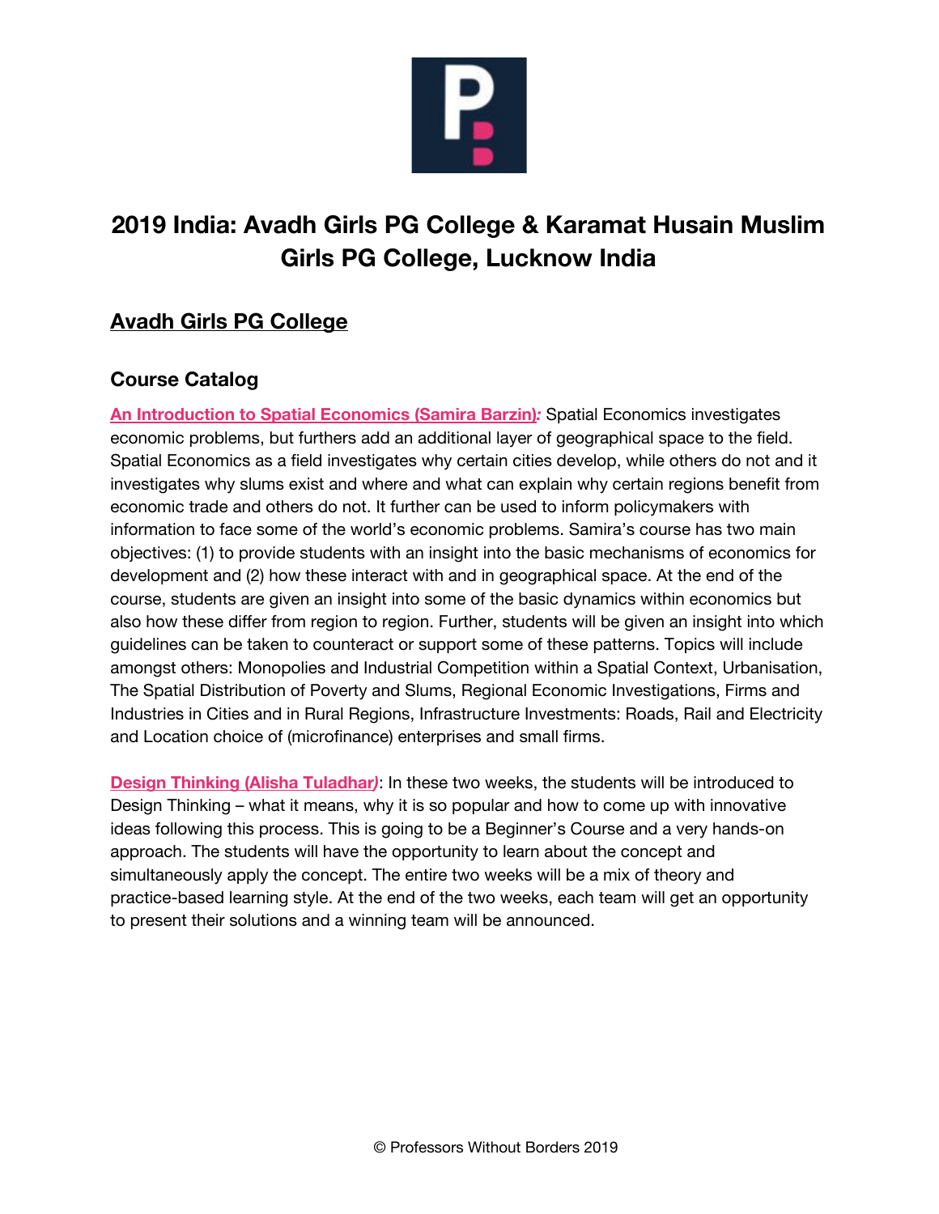# 2019 India: Avadh Girls PG College & Karamat Husain Muslim Girls PG College, Lucknow India

## Avadh Girls PG College

### Course Catalog

**An Introduction to Spatial Economics (Samira Barzin)**: Spatial Economics investigates economic problems, but furthers add an additional layer of geographical space to the field. Spatial Economics as a field investigates why certain cities develop, while others do not and it investigates why slums exist and where and what can explain why certain regions benefit from economic trade and others do not. It further can be used to inform policymakers with information to face some of the world's economic problems. Samira's course has two main objectives: (1) to provide students with an insight into the basic mechanisms of economics for development and (2) how these interact with and in geographical space. At the end of the course, students are given an insight into some of the basic dynamics within economics but also how these differ from region to region. Further, students will be given an insight into which guidelines can be taken to counteract or support some of these patterns. Topics will include amongst others: Monopolies and Industrial Competition within a Spatial Context, Urbanisation, The Spatial Distribution of Poverty and Slums, Regional Economic Investigations, Firms and Industries in Cities and in Rural Regions, Infrastructure Investments: Roads, Rail and Electricity and Location choice of (microfinance) enterprises and small firms.

**Design Thinking (Alisha Tuladhar)**: In these two weeks, the students will be introduced to Design Thinking – what it means, why it is so popular and how to come up with innovative ideas following this process. This is going to be a Beginner's Course and a very hands-on approach. The students will have the opportunity to learn about the concept and simultaneously apply the concept. The entire two weeks will be a mix of theory and practice-based learning style. At the end of the two weeks, each team will get an opportunity to present their solutions and a winning team will be announced.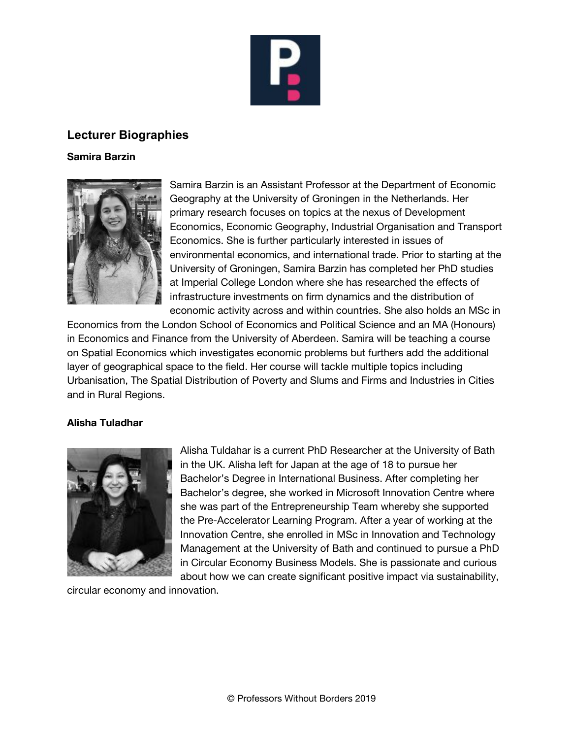## Lecturer Biographies

### Samira Barzin

Samira Barzin is an Assistant Professor at the Department of Economic Geography at the University of Groningen in the Netherlands. Her primary research focuses on topics at the nexus of Development Economics, Economic Geography, Industrial Organisation and Transport Economics. She is further particularly interested in issues of environmental economics, and international trade. Prior to starting at the University of Groningen, Samira Barzin has completed her PhD studies at Imperial College London where she has researched the effects of infrastructure investments on firm dynamics and the distribution of economic activity across and within countries. She also holds an MSc in Economics from the London School of Economics and Political Science and an MA (Honours) in Economics and Finance from the University of Aberdeen. Samira will be teaching a course on Spatial Economics which investigates economic problems but furthers add the additional layer of geographical space to the field. Her course will tackle multiple topics including Urbanisation, The Spatial Distribution of Poverty and Slums and Firms and Industries in Cities and in Rural Regions.

### Alisha Tuladhar

Alisha Tuldahar is a current PhD Researcher at the University of Bath in the UK. Alisha left for Japan at the age of 18 to pursue her Bachelor's Degree in International Business. After completing her Bachelor's degree, she worked in Microsoft Innovation Centre where she was part of the Entrepreneurship Team whereby she supported the Pre-Accelerator Learning Program. After a year of working at the Innovation Centre, she enrolled in MSc in Innovation and Technology Management at the University of Bath and continued to pursue a PhD in Circular Economy Business Models. She is passionate and curious about how we can create significant positive impact via sustainability, circular economy and innovation.

© Professors Without Borders 2019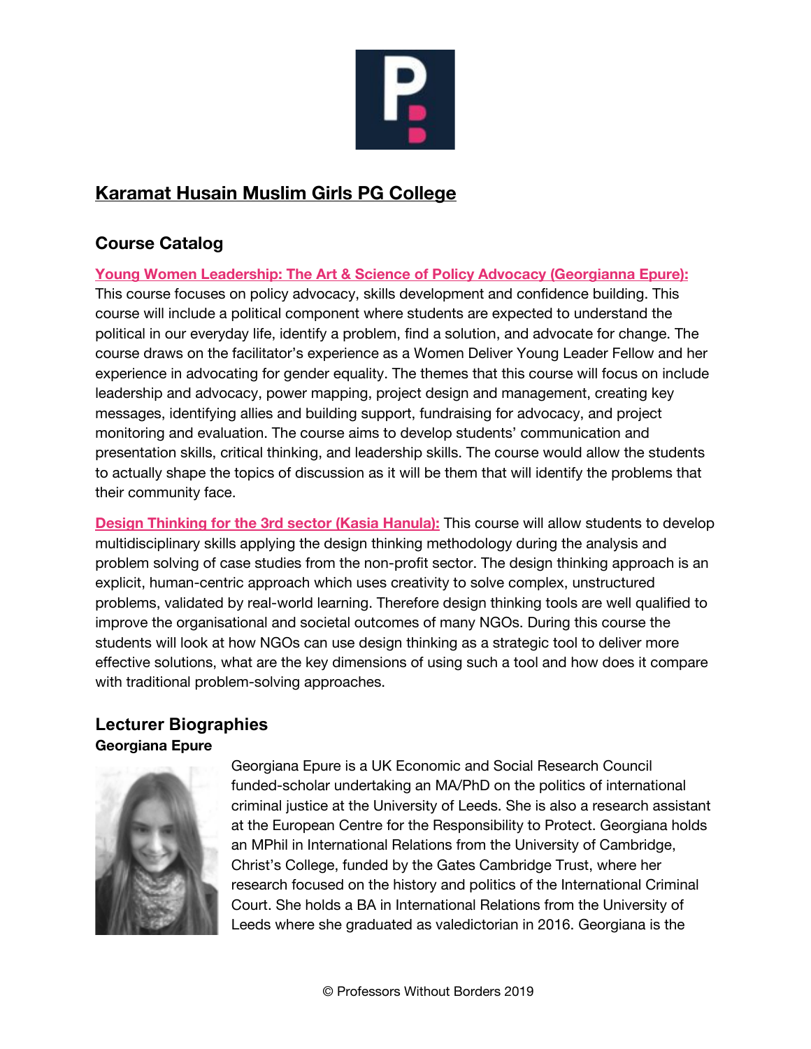## Karamat Husain Muslim Girls PG College

### Course Catalog

**Young Women Leadership: The Art & Science of Policy Advocacy (Georgianna Epure):** This course focuses on policy advocacy, skills development and confidence building. This course will include a political component where students are expected to understand the political in our everyday life, identify a problem, find a solution, and advocate for change. The course draws on the facilitator's experience as a Women Deliver Young Leader Fellow and her experience in advocating for gender equality. The themes that this course will focus on include leadership and advocacy, power mapping, project design and management, creating key messages, identifying allies and building support, fundraising for advocacy, and project monitoring and evaluation. The course aims to develop students' communication and presentation skills, critical thinking, and leadership skills. The course would allow the students to actually shape the topics of discussion as it will be them that will identify the problems that their community face.

**Design Thinking for the 3rd sector (Kasia Hanula):** This course will allow students to develop multidisciplinary skills applying the design thinking methodology during the analysis and problem solving of case studies from the non-profit sector. The design thinking approach is an explicit, human-centric approach which uses creativity to solve complex, unstructured problems, validated by real-world learning. Therefore design thinking tools are well qualified to improve the organisational and societal outcomes of many NGOs. During this course the students will look at how NGOs can use design thinking as a strategic tool to deliver more effective solutions, what are the key dimensions of using such a tool and how does it compare with traditional problem-solving approaches.

### Lecturer Biographies

**Georgiana Epure**

Georgiana Epure is a UK Economic and Social Research Council funded-scholar undertaking an MA/PhD on the politics of international criminal justice at the University of Leeds. She is also a research assistant at the European Centre for the Responsibility to Protect. Georgiana holds an MPhil in International Relations from the University of Cambridge, Christ's College, funded by the Gates Cambridge Trust, where her research focused on the history and politics of the International Criminal Court. She holds a BA in International Relations from the University of Leeds where she graduated as valedictorian in 2016. Georgiana is the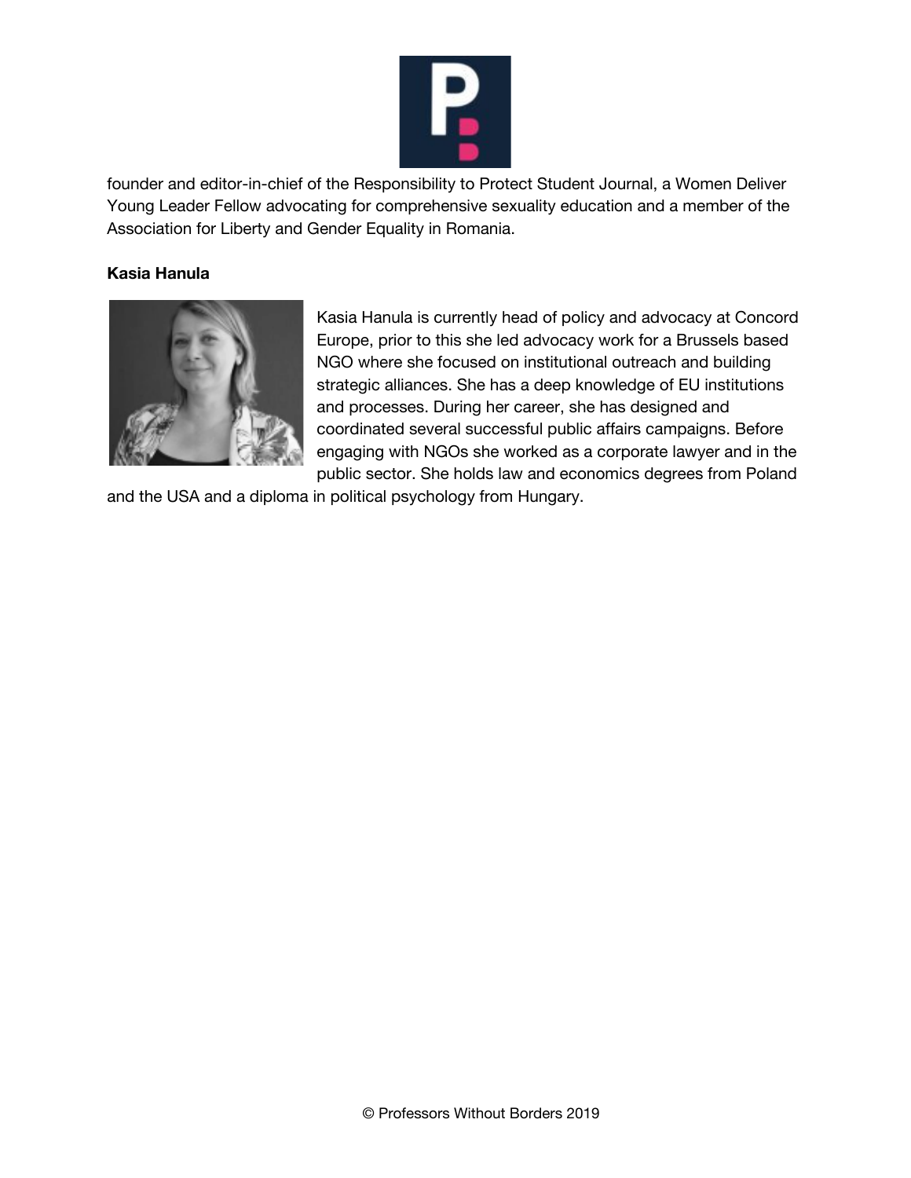founder and editor-in-chief of the Responsibility to Protect Student Journal, a Women Deliver Young Leader Fellow advocating for comprehensive sexuality education and a member of the Association for Liberty and Gender Equality in Romania.

**Kasia Hanula**

Kasia Hanula is currently head of policy and advocacy at Concord Europe, prior to this she led advocacy work for a Brussels based NGO where she focused on institutional outreach and building strategic alliances. She has a deep knowledge of EU institutions and processes. During her career, she has designed and coordinated several successful public affairs campaigns. Before engaging with NGOs she worked as a corporate lawyer and in the public sector. She holds law and economics degrees from Poland and the USA and a diploma in political psychology from Hungary.